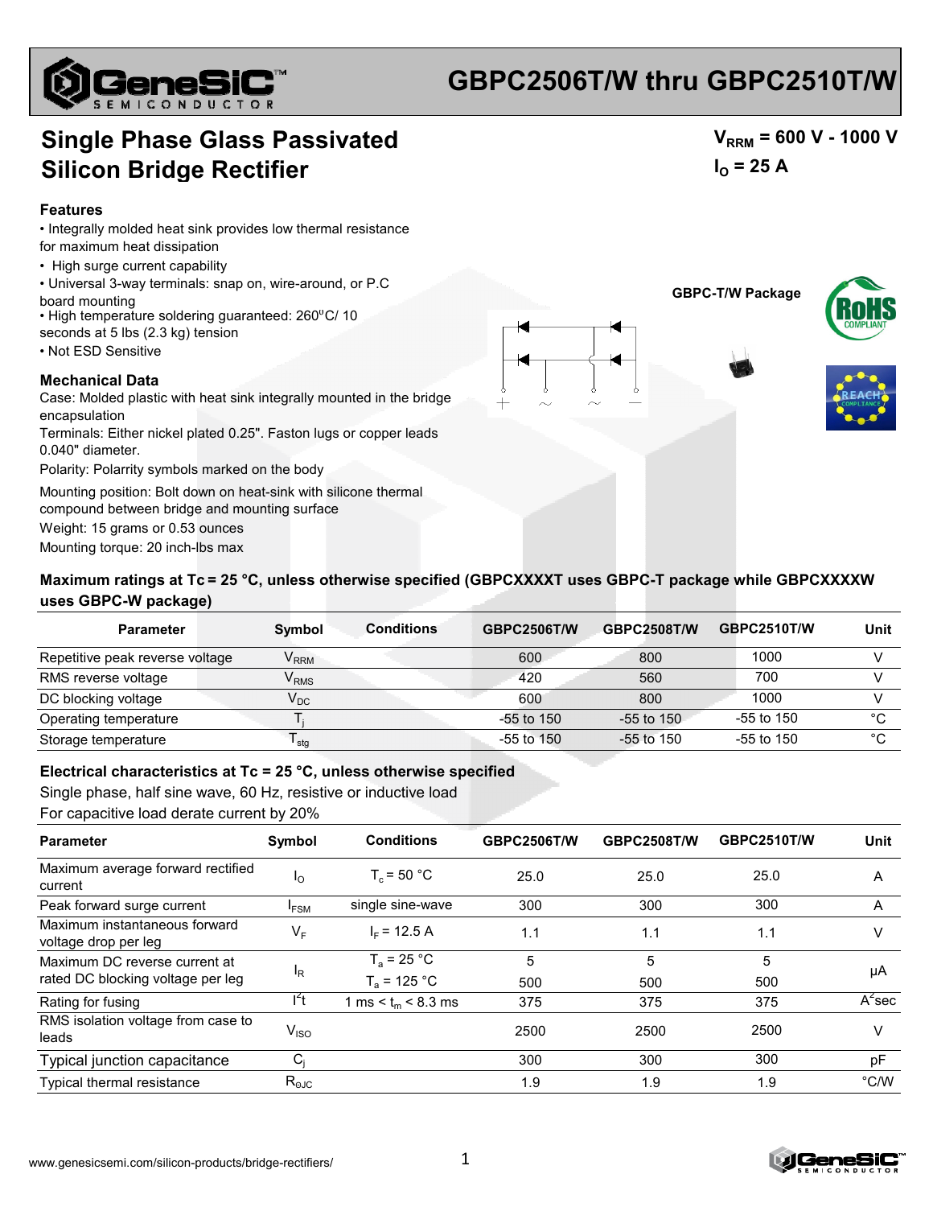# GBPC2506T/W thru GBPC2510T/W

## Single Phase Glass Passivated Silicon Bridge Rectifier

$V_{RRM}$ = 600 V - 1000 V

$I_O$ = 25 A

### Features

- Integrally molded heat sink provides low thermal resistance for maximum heat dissipation
- High surge current capability
- Universal 3-way terminals: snap on, wire-around, or P.C board mounting
- High temperature soldering guaranteed: 260°C/ 10 seconds at 5 lbs (2.3 kg) tension
- Not ESD Sensitive

GBPC-T/W Package

### Mechanical Data

Case: Molded plastic with heat sink integrally mounted in the bridge encapsulation

Terminals: Either nickel plated 0.25". Faston lugs or copper leads 0.040" diameter.

Polarity: Polarity symbols marked on the body

Mounting position: Bolt down on heat-sink with silicone thermal compound between bridge and mounting surface

Weight: 15 grams or 0.53 ounces

Mounting torque: 20 inch-lbs max

### Maximum ratings at Tc = 25 °C, unless otherwise specified (GBPCXXXXT uses GBPC-T package while GBPCXXXXW uses GBPC-W package)

| Parameter | Symbol | Conditions | GBPC2506T/W | GBPC2508T/W | GBPC2510T/W | Unit |
|---|---|---|---|---|---|---|
| Repetitive peak reverse voltage | $V_{RRM}$ | | 600 | 800 | 1000 | V |
| RMS reverse voltage | $V_{RMS}$ | | 420 | 560 | 700 | V |
| DC blocking voltage | $V_{DC}$ | | 600 | 800 | 1000 | V |
| Operating temperature | $T_j$ | | -55 to 150 | -55 to 150 | -55 to 150 | °C |
| Storage temperature | $T_{stg}$ | | -55 to 150 | -55 to 150 | -55 to 150 | °C |

### Electrical characteristics at Tc = 25 °C, unless otherwise specified

Single phase, half sine wave, 60 Hz, resistive or inductive load

For capacitive load derate current by 20%

| Parameter | Symbol | Conditions | GBPC2506T/W | GBPC2508T/W | GBPC2510T/W | Unit |
|---|---|---|---|---|---|---|
| Maximum average forward rectified current | $I_O$ | $T_c$ = 50 °C | 25.0 | 25.0 | 25.0 | A |
| Peak forward surge current | $I_{FSM}$ | single sine-wave | 300 | 300 | 300 | A |
| Maximum instantaneous forward voltage drop per leg | $V_F$ | $I_F$ = 12.5 A | 1.1 | 1.1 | 1.1 | V |
| Maximum DC reverse current at rated DC blocking voltage per leg | $I_R$ | $T_a$ = 25 °C | 5 | 5 | 5 | μA |
| | | $T_a$ = 125 °C | 500 | 500 | 500 | μA |
| Rating for fusing | $I^2t$ | 1 ms < $t_m$ < 8.3 ms | 375 | 375 | 375 | $A^2$sec |
| RMS isolation voltage from case to leads | $V_{ISO}$ | | 2500 | 2500 | 2500 | V |
| Typical junction capacitance | $C_j$ | | 300 | 300 | 300 | pF |
| Typical thermal resistance | $R_{\theta JC}$ | | 1.9 | 1.9 | 1.9 | °C/W |

www.genesicsemi.com/silicon-products/bridge-rectifiers/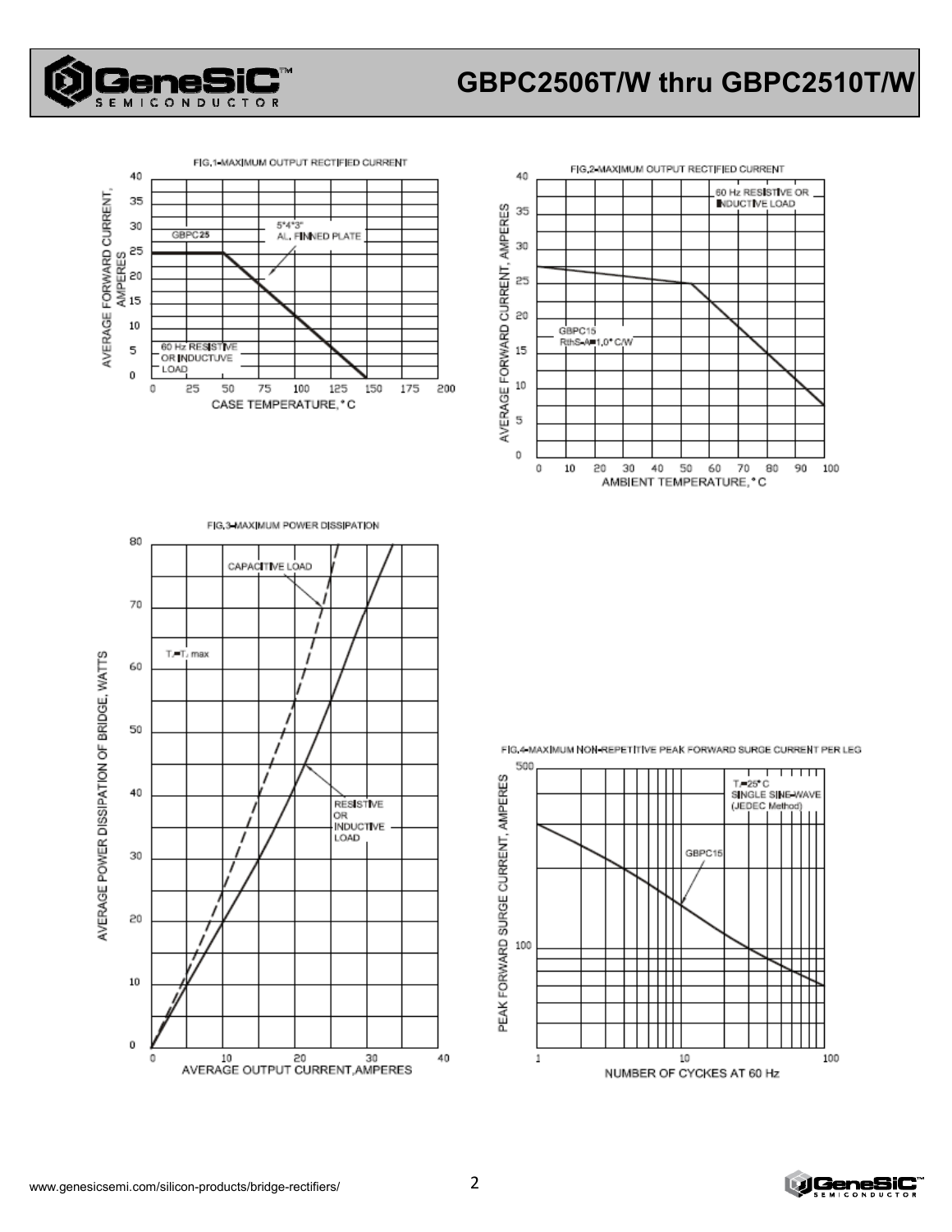FIG.1-MAXIMUM OUTPUT RECTIFIED CURRENT

AVERAGE FORWARD CURRENT, AMPERES

GBPC25

5"4"3" AL. FINNED PLATE

60 Hz RESISTIVE OR INDUCTUVE LOAD

CASE TEMPERATURE, °C

FIG.2-MAXIMUM OUTPUT RECTIFIED CURRENT

60 Hz RESISTIVE OR INDUCTIVE LOAD

GBPC15 RthS-A=1.0° C/W

AVERAGE FORWARD CURRENT, AMPERES

AMBIENT TEMPERATURE, °C

FIG.3-MAXIMUM POWER DISSIPATION

CAPACITIVE LOAD

$T_J = T_J$ max

RESISTIVE OR INDUCTIVE LOAD

AVERAGE POWER DISSIPATION OF BRIDGE, WATTS

AVERAGE OUTPUT CURRENT,AMPERES

FIG.4-MAXIMUM NON-REPETITIVE PEAK FORWARD SURGE CURRENT PER LEG

$T_J$=25° C SINGLE SINE-WAVE (JEDEC Method)

GBPC15

PEAK FORWARD SURGE CURRENT, AMPERES

NUMBER OF CYCKES AT 60 Hz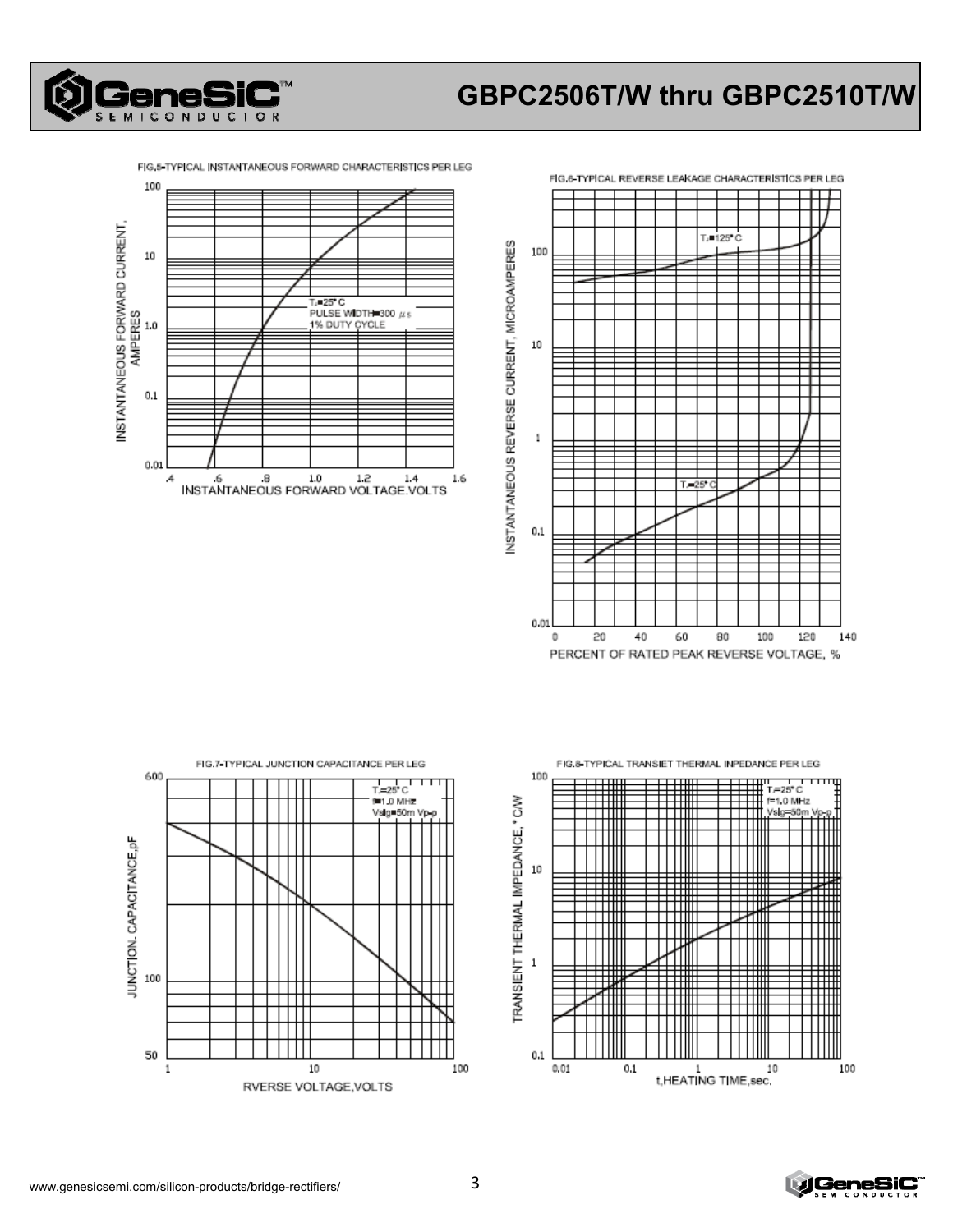FIG.5-TYPICAL INSTANTANEOUS FORWARD CHARACTERISTICS PER LEG

INSTANTANEOUS FORWARD CURRENT, AMPERES

100
10
1.0
0.1
0.01

$T_J$=25° C
PULSE WIDTH=300 μs
1% DUTY CYCLE

.4 .6 .8 1.0 1.2 1.4 1.6
INSTANTANEOUS FORWARD VOLTAGE.VOLTS

FIG.6-TYPICAL REVERSE LEAKAGE CHARACTERISTICS PER LEG

INSTANTANEOUS REVERSE CURRENT, MICROAMPERES

100
10
1
0.1
0.01

$T_J$=125° C
$T_J$=25° C

0 20 40 60 80 100 120 140
PERCENT OF RATED PEAK REVERSE VOLTAGE, %

FIG.7-TYPICAL JUNCTION CAPACITANCE PER LEG

JUNCTION. CAPACITANCE,pF

600
100
50

$T_J$=25° C
f=1.0 MHz
Vsig=50m Vp-p

1 10 100
RVERSE VOLTAGE,VOLTS

FIG.8-TYPICAL TRANSIET THERMAL INPEDANCE PER LEG

TRANSIENT THERMAL IMPEDANCE, °C/W

100
10
1
0.1

$T_J$=25° C
f=1.0 MHz
Vsig=50m Vp-p

0.01 0.1 1 10 100
t,HEATING TIME,sec.

www.genesicsemi.com/silicon-products/bridge-rectifiers/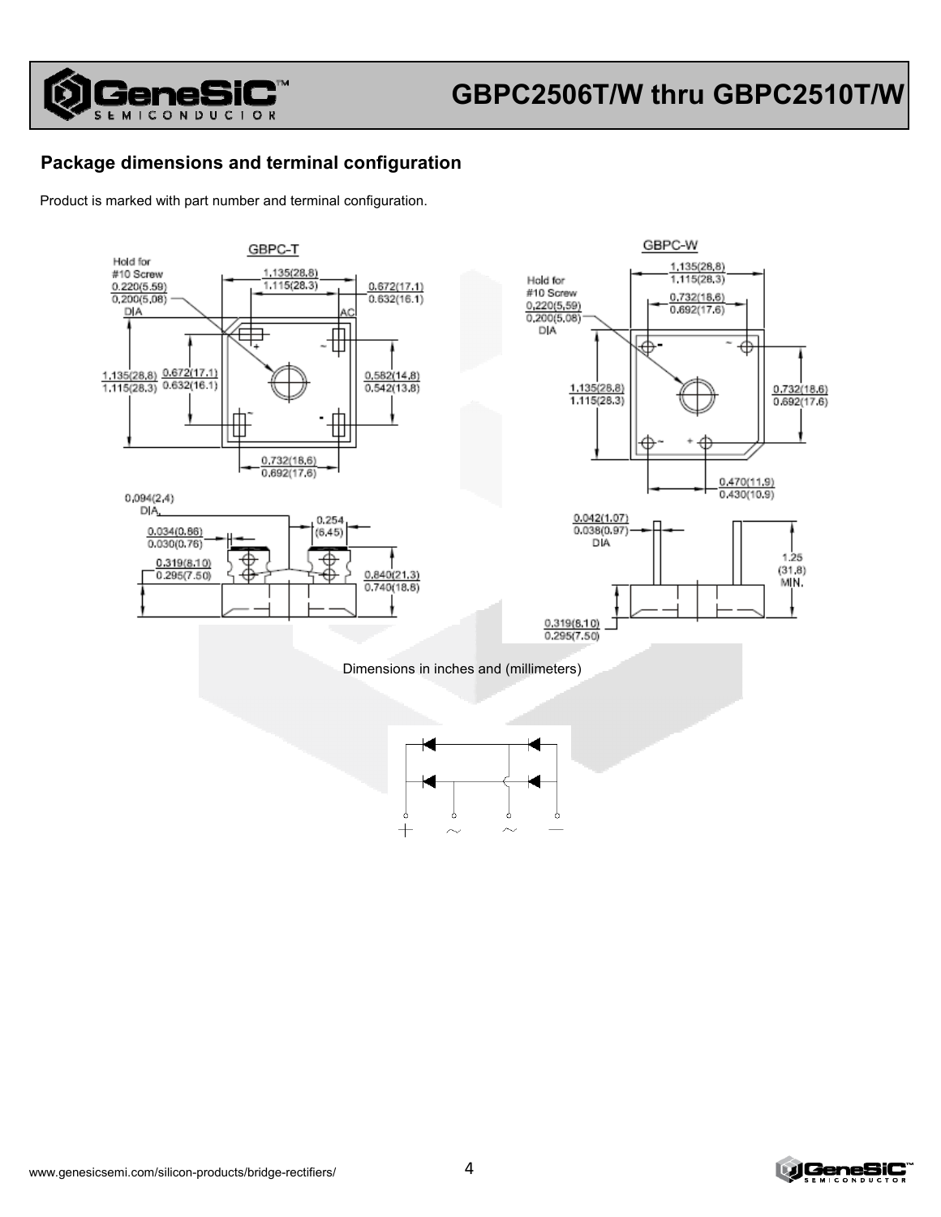## Package dimensions and terminal configuration

Product is marked with part number and terminal configuration.

GBPC-T

Hold for #10 Screw 0.220(5.59) 0.200(5.08) DIA

1.135(28.8) 1.115(28.3)

0.672(17.1) 0.632(16.1)

AC

0.582(14.8) 0.542(13.8)

0.732(18.6) 0.692(17.6)

0.094(2.4) DIA

0.034(0.86) 0.030(0.76)

0.254 (6.45)

0.319(8.10) 0.295(7.50)

0.840(21.3) 0.740(18.8)

GBPC-W

Hold for #10 Screw 0.220(5.59) 0.200(5.08) DIA

1.135(28.8) 1.115(28.3)

0.732(18.6) 0.692(17.6)

0.470(11.9) 0.430(10.9)

0.042(1.07) 0.038(0.97) DIA

1.25 (31.8) MIN.

0.319(8.10) 0.295(7.50)

Dimensions in inches and (millimeters)

+ ~ ~ —